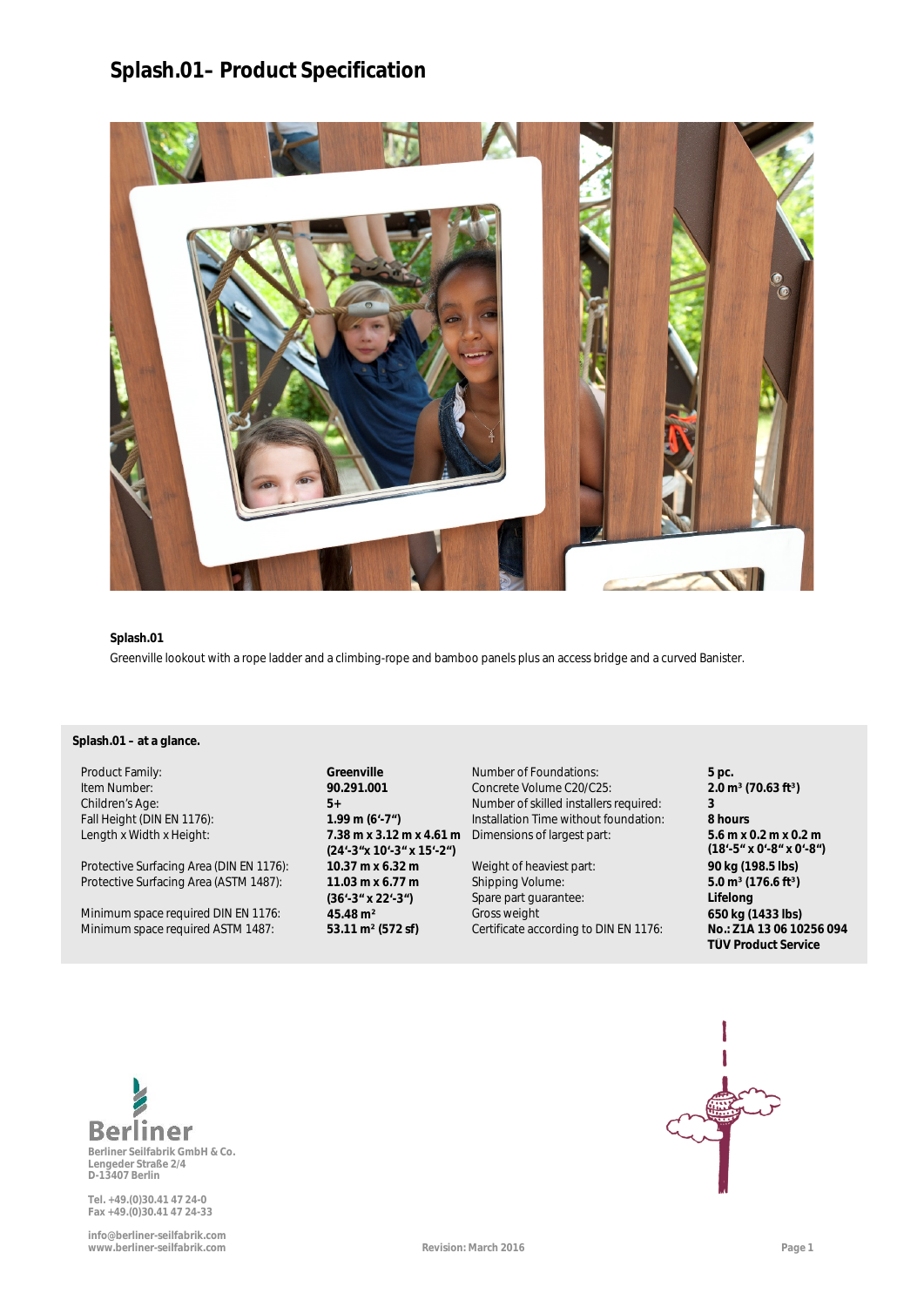# Splash.01– Product Specification

**Splash.01**

Greenville lookout with a rope ladder and a climbing-rope and bamboo panels plus an access bridge and a curved Banister.

**Splash.01 – at a glance.**

| | | | |
|---|---|---|---|
| Product Family: | **Greenville** | Number of Foundations: | **5 pc.** |
| Item Number: | **90.291.001** | Concrete Volume C20/C25: | **2.0 m³ (70.63 ft³)** |
| Children's Age: | **5+** | Number of skilled installers required: | **3** |
| Fall Height (DIN EN 1176): | **1.99 m (6'-7")** | Installation Time without foundation: | **8 hours** |
| Length x Width x Height: | **7.38 m x 3.12 m x 4.61 m (24'-3"x 10'-3" x 15'-2")** | Dimensions of largest part: | **5.6 m x 0.2 m x 0.2 m (18'-5" x 0'-8" x 0'-8")** |
| Protective Surfacing Area (DIN EN 1176): | **10.37 m x 6.32 m** | Weight of heaviest part: | **90 kg (198.5 lbs)** |
| Protective Surfacing Area (ASTM 1487): | **11.03 m x 6.77 m (36'-3" x 22'-3")** | Shipping Volume: | **5.0 m³ (176.6 ft³)** |
| | | Spare part guarantee: | **Lifelong** |
| Minimum space required DIN EN 1176: | **45.48 m²** | Gross weight | **650 kg (1433 lbs)** |
| Minimum space required ASTM 1487: | **53.11 m² (572 sf)** | Certificate according to DIN EN 1176: | **No.: Z1A 13 06 10256 094 TÜV Product Service** |

**Berliner**
Berliner Seilfabrik GmbH & Co.
Lengeder Straße 2/4
D-13407 Berlin

Tel. +49.(0)30.41 47 24-0
Fax +49.(0)30.41 47 24-33

info@berliner-seilfabrik.com
www.berliner-seilfabrik.com

Revision: March 2016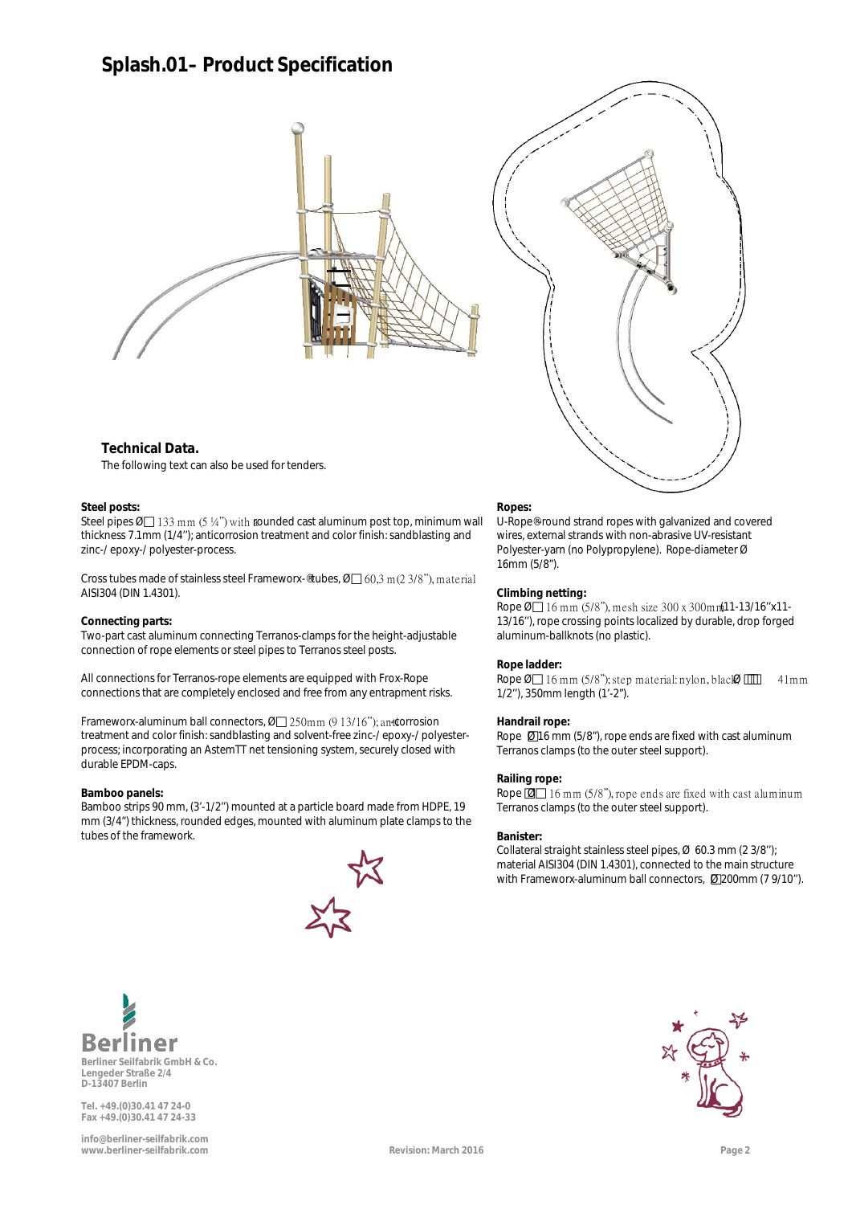# Splash.01– Product Specification

**Technical Data.**

The following text can also be used for tenders.

**Steel posts:**

Steel pipes Ø 133 mm (5 ¼") with rounded cast aluminum post top, minimum wall thickness 7.1mm (1/4"); anticorrosion treatment and color finish: sandblasting and zinc-/ epoxy-/ polyester-process.

Cross tubes made of stainless steel Frameworx-®tubes, Ø 60,3 m(2 3/8"), material AISI304 (DIN 1.4301).

**Connecting parts:**

Two-part cast aluminum connecting Terranos-clamps for the height-adjustable connection of rope elements or steel pipes to Terranos steel posts.

All connections for Terranos-rope elements are equipped with Frox-Rope connections that are completely enclosed and free from any entrapment risks.

Frameworx-aluminum ball connectors, Ø 250mm (9 13/16"); anticorrosion treatment and color finish: sandblasting and solvent-free zinc-/ epoxy-/ polyester-process; incorporating an AstemTT net tensioning system, securely closed with durable EPDM-caps.

**Bamboo panels:**

Bamboo strips 90 mm, (3'-1/2'') mounted at a particle board made from HDPE, 19 mm (3/4") thickness, rounded edges, mounted with aluminum plate clamps to the tubes of the framework.

**Ropes:**

U-Rope®round strand ropes with galvanized and covered wires, external strands with non-abrasive UV-resistant Polyester-yarn (no Polypropylene). Rope-diameter Ø 16mm (5/8").

**Climbing netting:**

Rope Ø 16 mm (5/8"), mesh size 300 x 300mm (11-13/16"x11-13/16"), rope crossing points localized by durable, drop forged aluminum-ballknots (no plastic).

**Rope ladder:**

Rope Ø 16 mm (5/8"); step material: nylon, black Ø 41mm 1/2"), 350mm length (1'-2").

**Handrail rope:**

Rope Ø16 mm (5/8"), rope ends are fixed with cast aluminum Terranos clamps (to the outer steel support).

**Railing rope:**

Rope Ø 16 mm (5/8"), rope ends are fixed with cast aluminum Terranos clamps (to the outer steel support).

**Banister:**

Collateral straight stainless steel pipes, Ø 60.3 mm (2 3/8"); material AISI304 (DIN 1.4301), connected to the main structure with Frameworx-aluminum ball connectors, Ø200mm (7 9/10").

Berliner Seilfabrik GmbH & Co.
Lengeder Straße 2/4
D-13407 Berlin

Tel. +49.(0)30.41 47 24-0
Fax +49.(0)30.41 47 24-33

info@berliner-seilfabrik.com
www.berliner-seilfabrik.com

Revision: March 2016